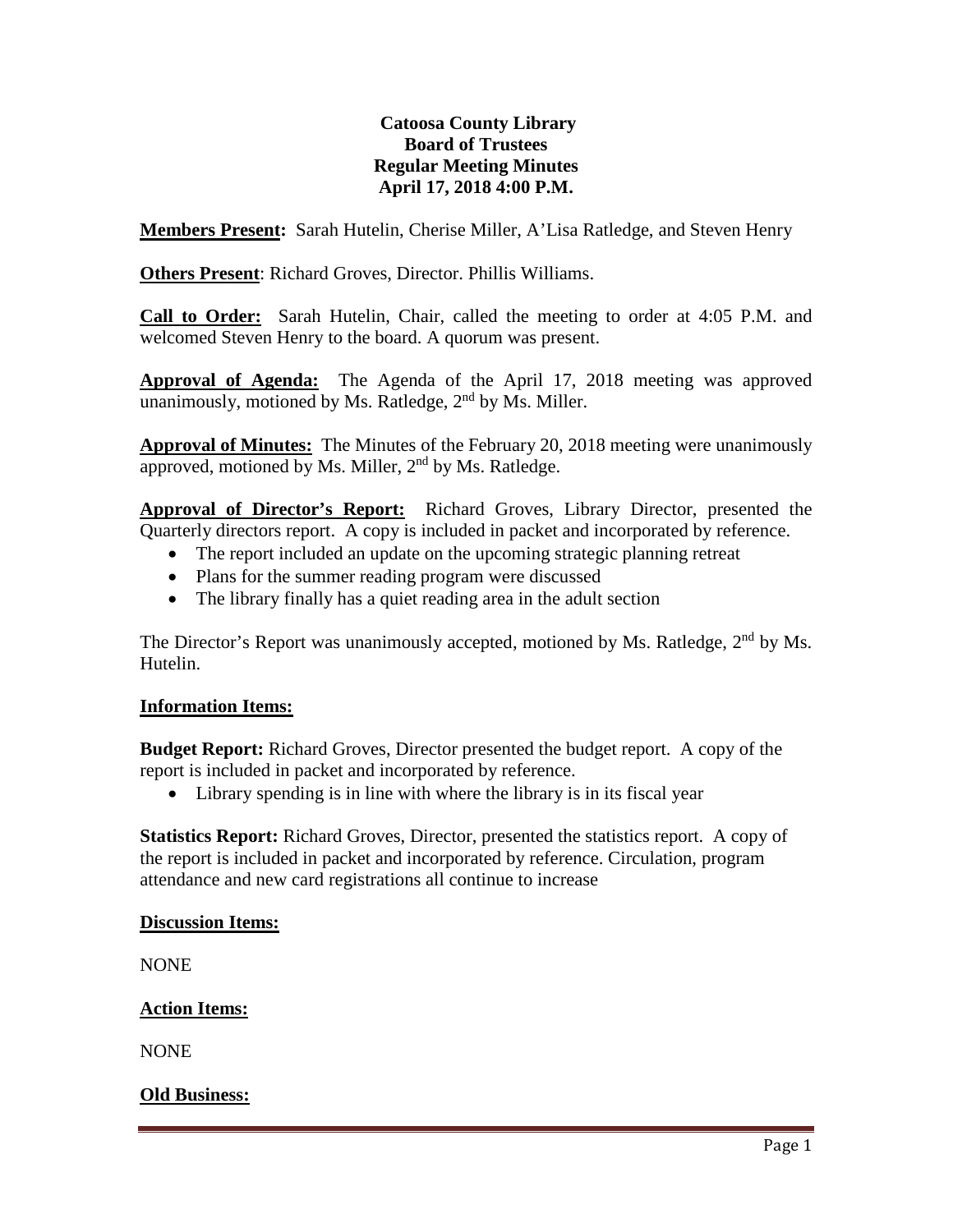**Catoosa County Library**
**Board of Trustees**
**Regular Meeting Minutes**
**April 17, 2018 4:00 P.M.**

**Members Present:** Sarah Hutelin, Cherise Miller, A'Lisa Ratledge, and Steven Henry

**Others Present**: Richard Groves, Director. Phillis Williams.

**Call to Order:** Sarah Hutelin, Chair, called the meeting to order at 4:05 P.M. and welcomed Steven Henry to the board. A quorum was present.

**Approval of Agenda:** The Agenda of the April 17, 2018 meeting was approved unanimously, motioned by Ms. Ratledge, 2nd by Ms. Miller.

**Approval of Minutes:** The Minutes of the February 20, 2018 meeting were unanimously approved, motioned by Ms. Miller, 2nd by Ms. Ratledge.

**Approval of Director's Report:** Richard Groves, Library Director, presented the Quarterly directors report. A copy is included in packet and incorporated by reference.

- The report included an update on the upcoming strategic planning retreat
- Plans for the summer reading program were discussed
- The library finally has a quiet reading area in the adult section

The Director's Report was unanimously accepted, motioned by Ms. Ratledge, 2nd by Ms. Hutelin.

**Information Items:**

**Budget Report:** Richard Groves, Director presented the budget report. A copy of the report is included in packet and incorporated by reference.

- Library spending is in line with where the library is in its fiscal year

**Statistics Report:** Richard Groves, Director, presented the statistics report. A copy of the report is included in packet and incorporated by reference. Circulation, program attendance and new card registrations all continue to increase

**Discussion Items:**

NONE

**Action Items:**

NONE

**Old Business:**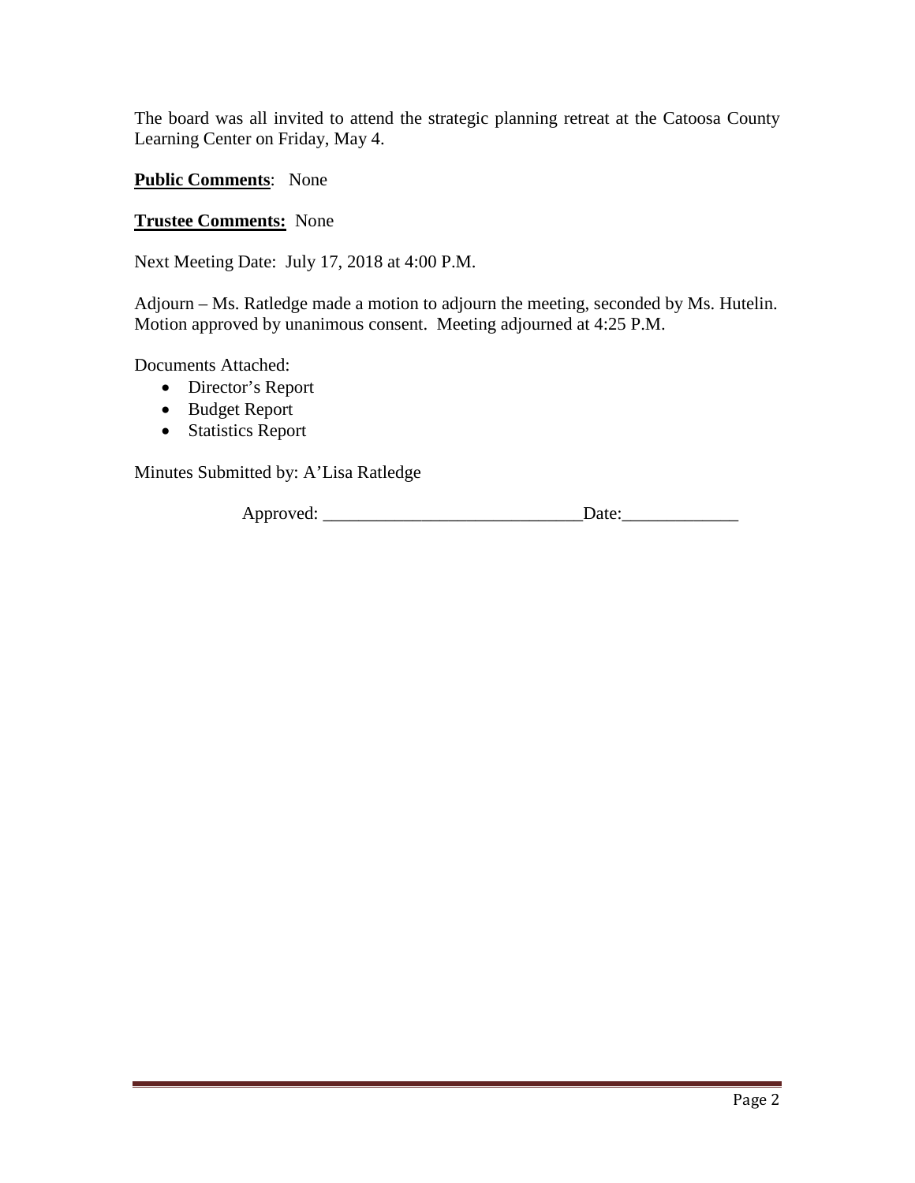The board was all invited to attend the strategic planning retreat at the Catoosa County Learning Center on Friday, May 4.

**Public Comments**: None

**Trustee Comments:** None

Next Meeting Date: July 17, 2018 at 4:00 P.M.

Adjourn – Ms. Ratledge made a motion to adjourn the meeting, seconded by Ms. Hutelin. Motion approved by unanimous consent. Meeting adjourned at 4:25 P.M.

Documents Attached:

- Director's Report
- Budget Report
- Statistics Report

Minutes Submitted by: A'Lisa Ratledge

Approved: _____________________________Date:_____________